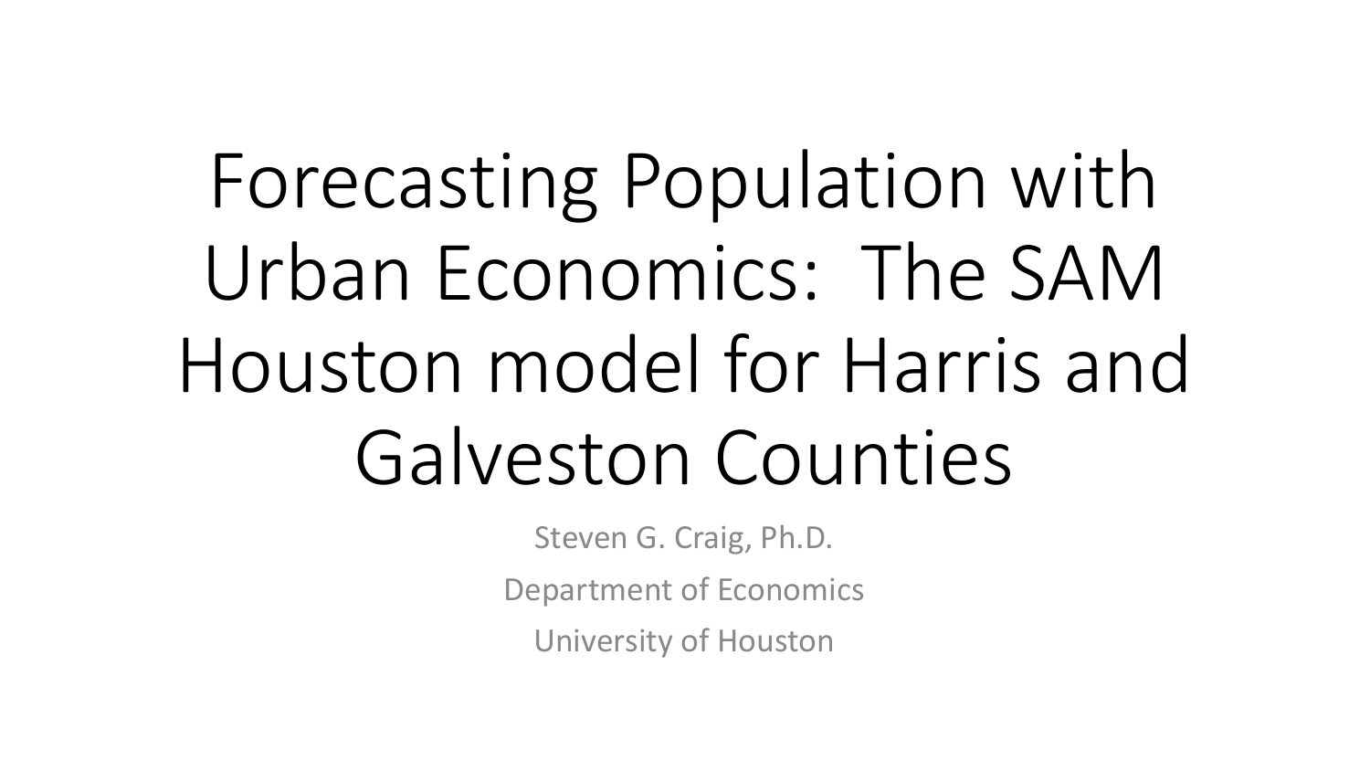# Forecasting Population with Urban Economics: The SAM Houston model for Harris and Galveston Counties

Steven G. Craig, Ph.D.

Department of Economics

University of Houston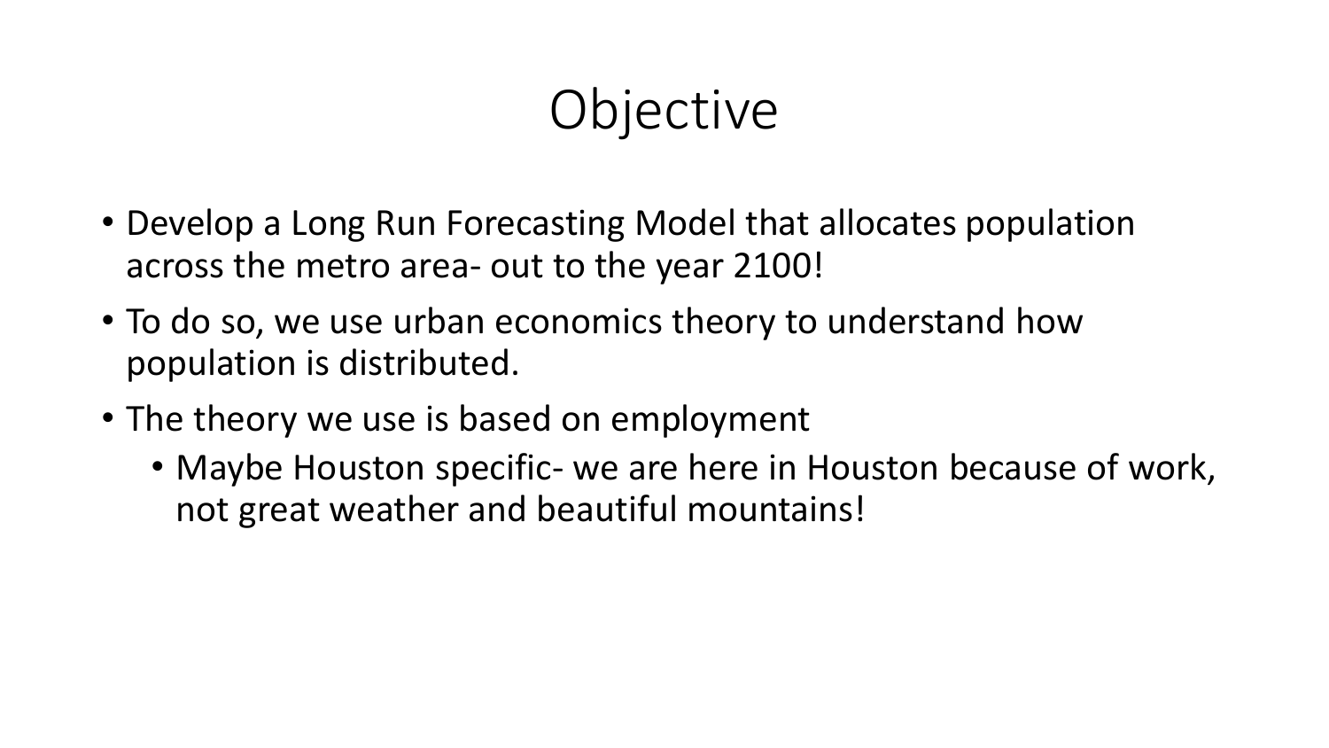# Objective

- Develop a Long Run Forecasting Model that allocates population across the metro area- out to the year 2100!
- To do so, we use urban economics theory to understand how population is distributed.
- The theory we use is based on employment
  - Maybe Houston specific- we are here in Houston because of work, not great weather and beautiful mountains!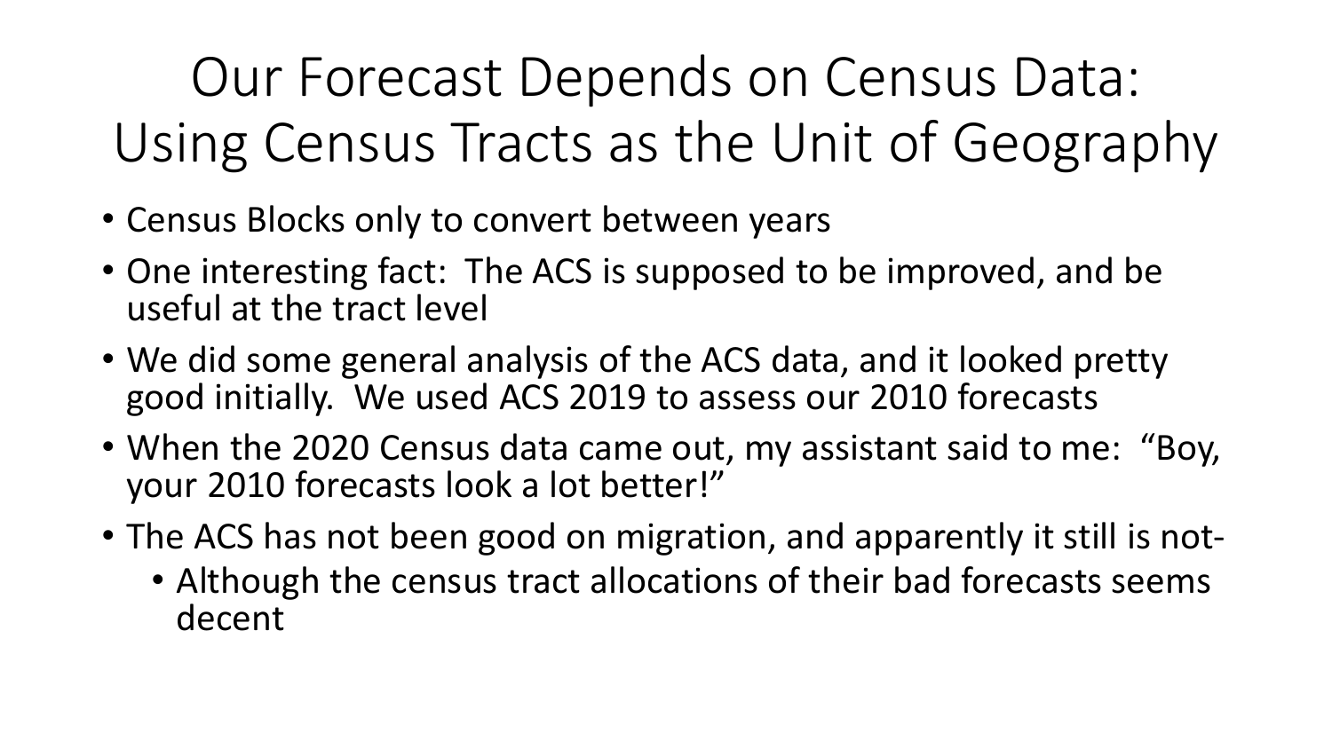# Our Forecast Depends on Census Data: Using Census Tracts as the Unit of Geography

- Census Blocks only to convert between years
- One interesting fact: The ACS is supposed to be improved, and be useful at the tract level
- We did some general analysis of the ACS data, and it looked pretty good initially. We used ACS 2019 to assess our 2010 forecasts
- When the 2020 Census data came out, my assistant said to me: "Boy, your 2010 forecasts look a lot better!"
- The ACS has not been good on migration, and apparently it still is not-
  - Although the census tract allocations of their bad forecasts seems decent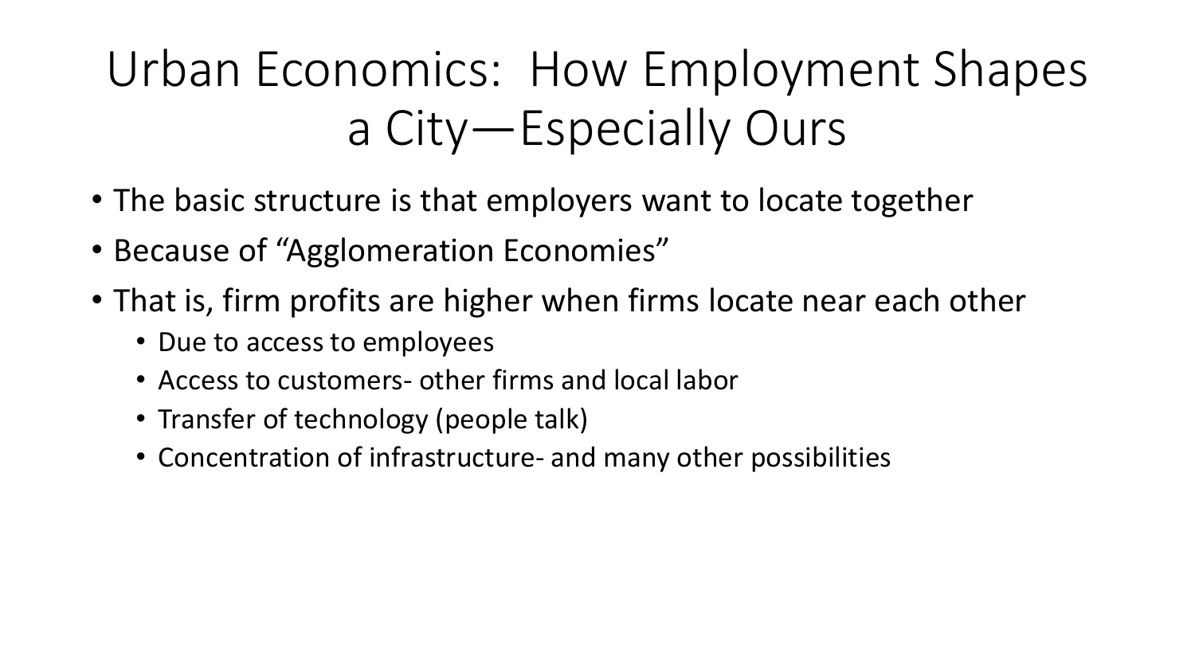# Urban Economics: How Employment Shapes a City—Especially Ours

- The basic structure is that employers want to locate together
- Because of “Agglomeration Economies”
- That is, firm profits are higher when firms locate near each other
  - Due to access to employees
  - Access to customers- other firms and local labor
  - Transfer of technology (people talk)
  - Concentration of infrastructure- and many other possibilities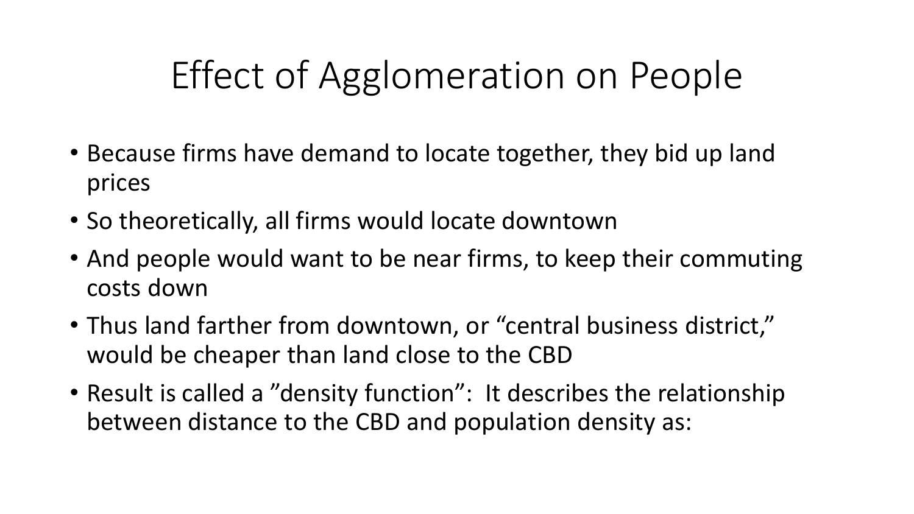# Effect of Agglomeration on People

- Because firms have demand to locate together, they bid up land prices
- So theoretically, all firms would locate downtown
- And people would want to be near firms, to keep their commuting costs down
- Thus land farther from downtown, or "central business district," would be cheaper than land close to the CBD
- Result is called a "density function": It describes the relationship between distance to the CBD and population density as: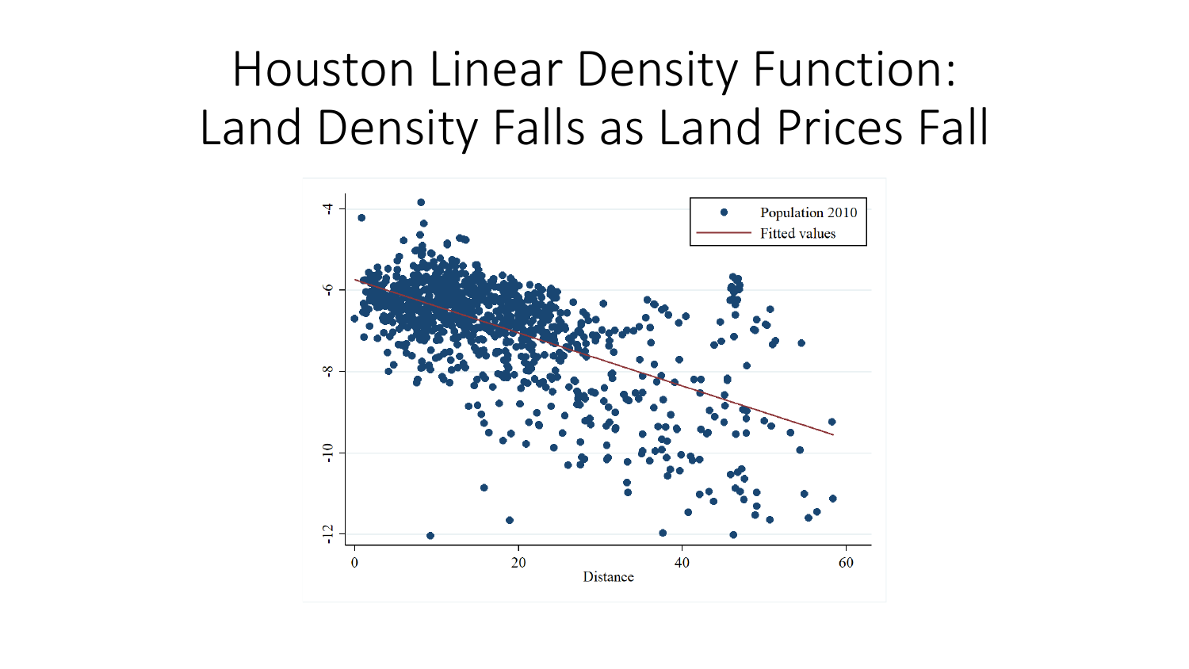# Houston Linear Density Function: Land Density Falls as Land Prices Fall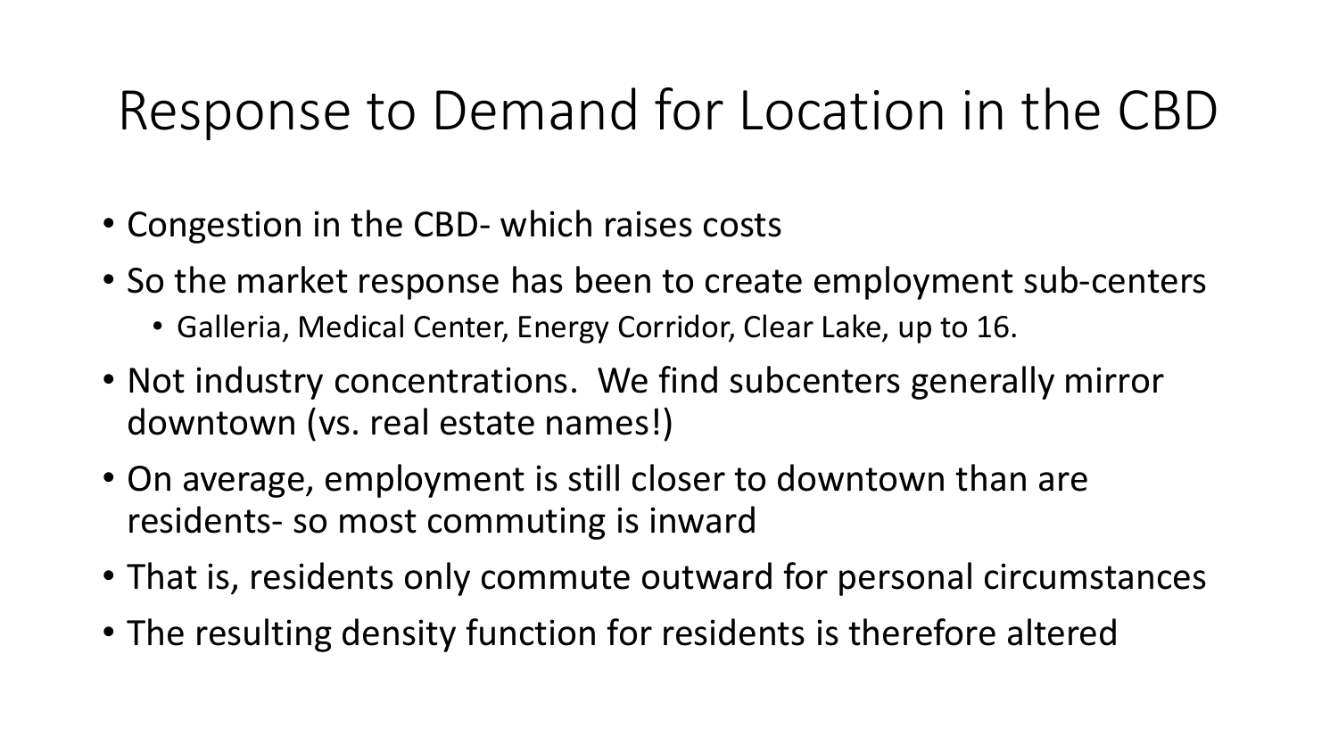# Response to Demand for Location in the CBD

- Congestion in the CBD- which raises costs
- So the market response has been to create employment sub-centers
  - Galleria, Medical Center, Energy Corridor, Clear Lake, up to 16.
- Not industry concentrations. We find subcenters generally mirror downtown (vs. real estate names!)
- On average, employment is still closer to downtown than are residents- so most commuting is inward
- That is, residents only commute outward for personal circumstances
- The resulting density function for residents is therefore altered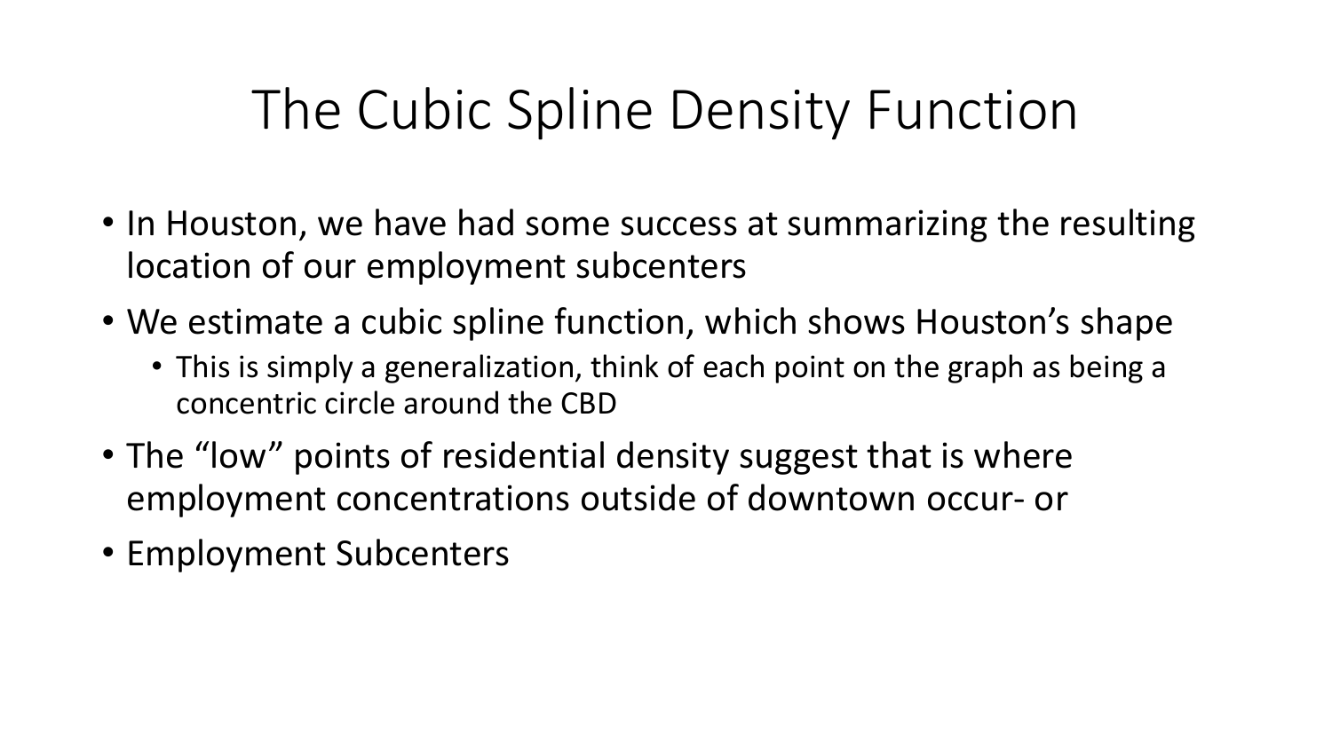# The Cubic Spline Density Function

- In Houston, we have had some success at summarizing the resulting location of our employment subcenters
- We estimate a cubic spline function, which shows Houston's shape
  - This is simply a generalization, think of each point on the graph as being a concentric circle around the CBD
- The "low" points of residential density suggest that is where employment concentrations outside of downtown occur- or
- Employment Subcenters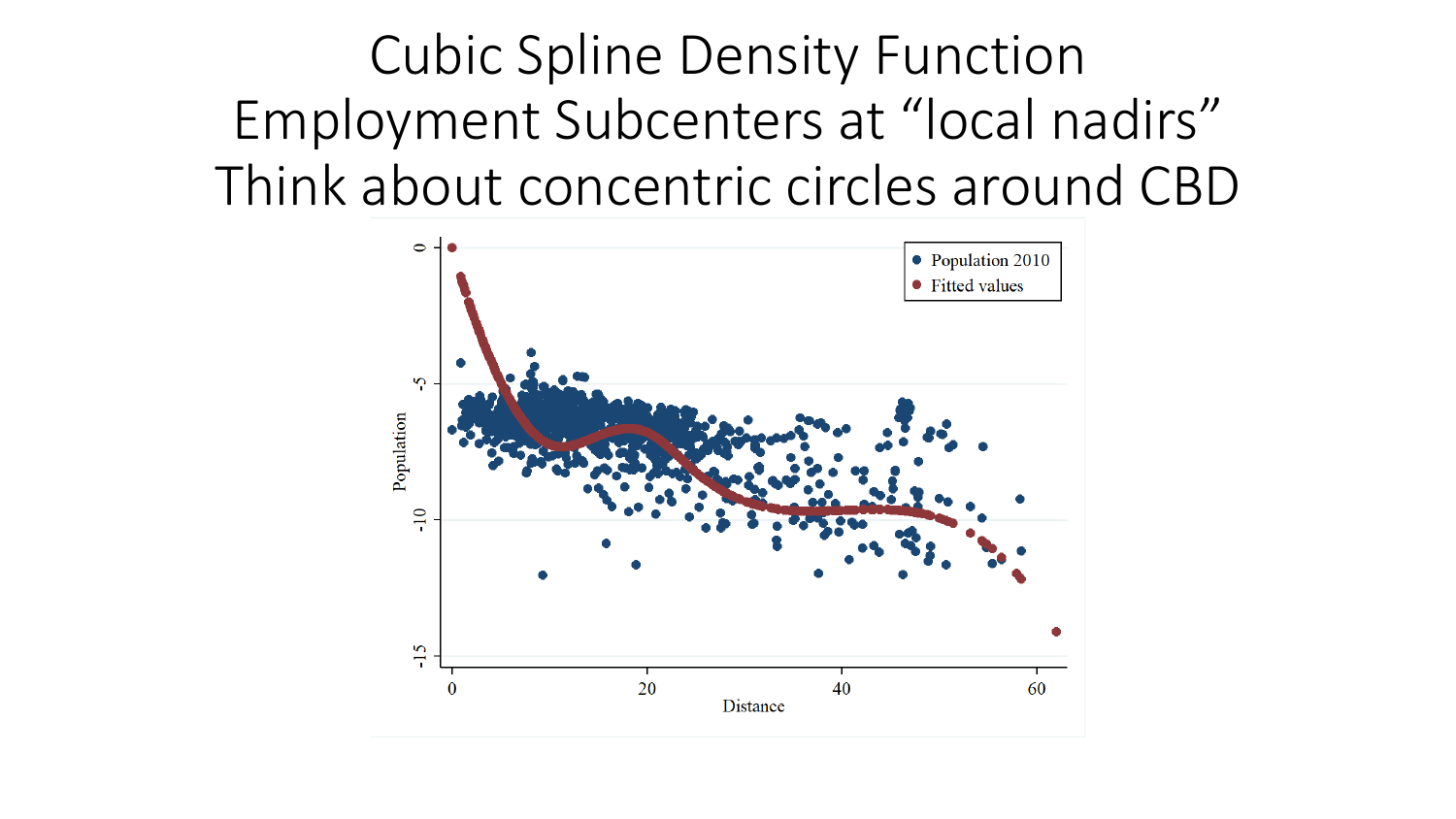# Cubic Spline Density Function
# Employment Subcenters at “local nadirs”
# Think about concentric circles around CBD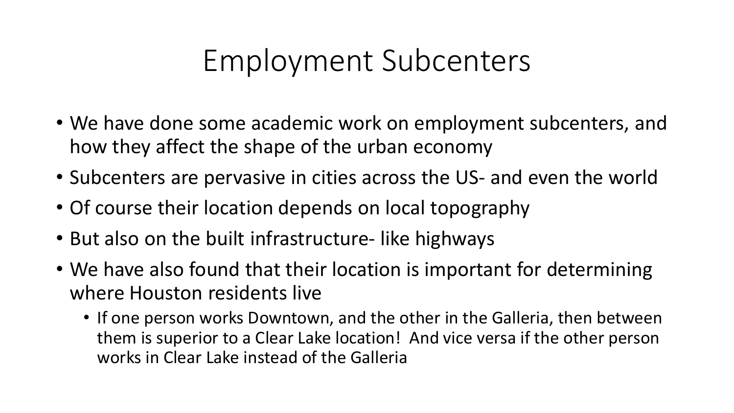# Employment Subcenters

- We have done some academic work on employment subcenters, and how they affect the shape of the urban economy
- Subcenters are pervasive in cities across the US- and even the world
- Of course their location depends on local topography
- But also on the built infrastructure- like highways
- We have also found that their location is important for determining where Houston residents live
  - If one person works Downtown, and the other in the Galleria, then between them is superior to a Clear Lake location! And vice versa if the other person works in Clear Lake instead of the Galleria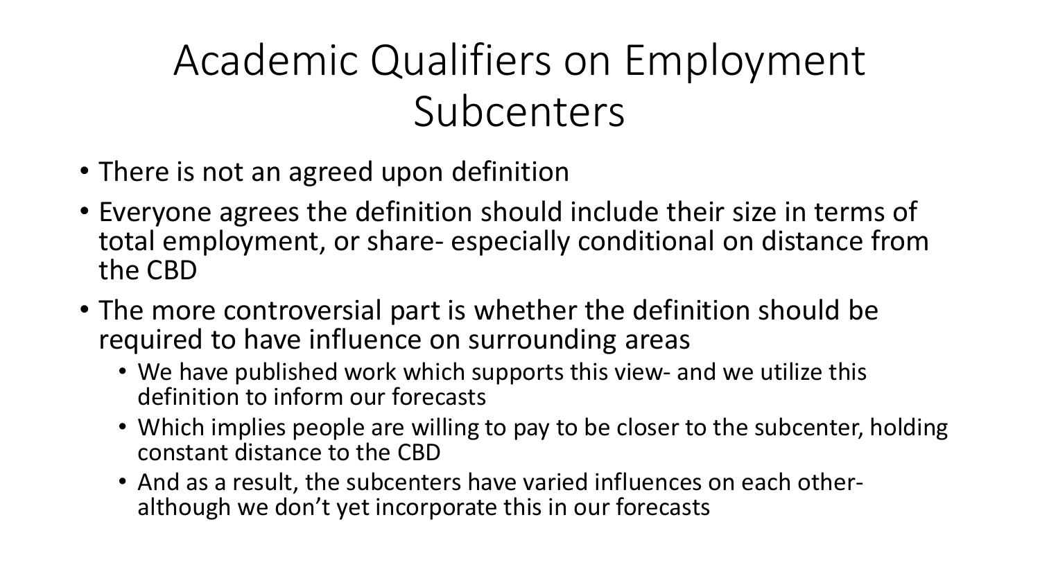# Academic Qualifiers on Employment Subcenters

- There is not an agreed upon definition
- Everyone agrees the definition should include their size in terms of total employment, or share- especially conditional on distance from the CBD
- The more controversial part is whether the definition should be required to have influence on surrounding areas
  - We have published work which supports this view- and we utilize this definition to inform our forecasts
  - Which implies people are willing to pay to be closer to the subcenter, holding constant distance to the CBD
  - And as a result, the subcenters have varied influences on each other- although we don't yet incorporate this in our forecasts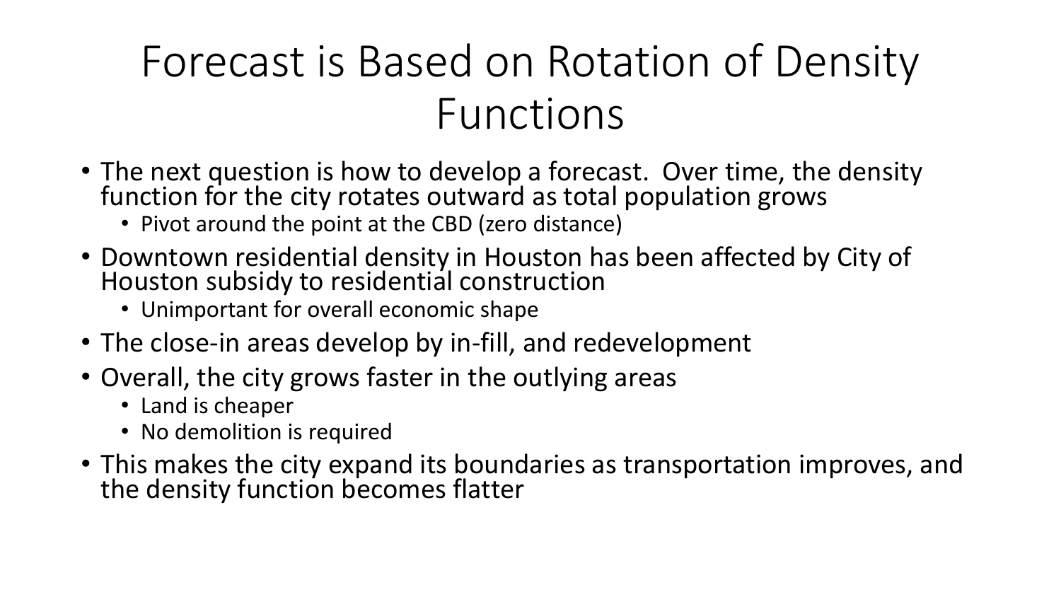# Forecast is Based on Rotation of Density Functions

- The next question is how to develop a forecast. Over time, the density function for the city rotates outward as total population grows
  - Pivot around the point at the CBD (zero distance)
- Downtown residential density in Houston has been affected by City of Houston subsidy to residential construction
  - Unimportant for overall economic shape
- The close-in areas develop by in-fill, and redevelopment
- Overall, the city grows faster in the outlying areas
  - Land is cheaper
  - No demolition is required
- This makes the city expand its boundaries as transportation improves, and the density function becomes flatter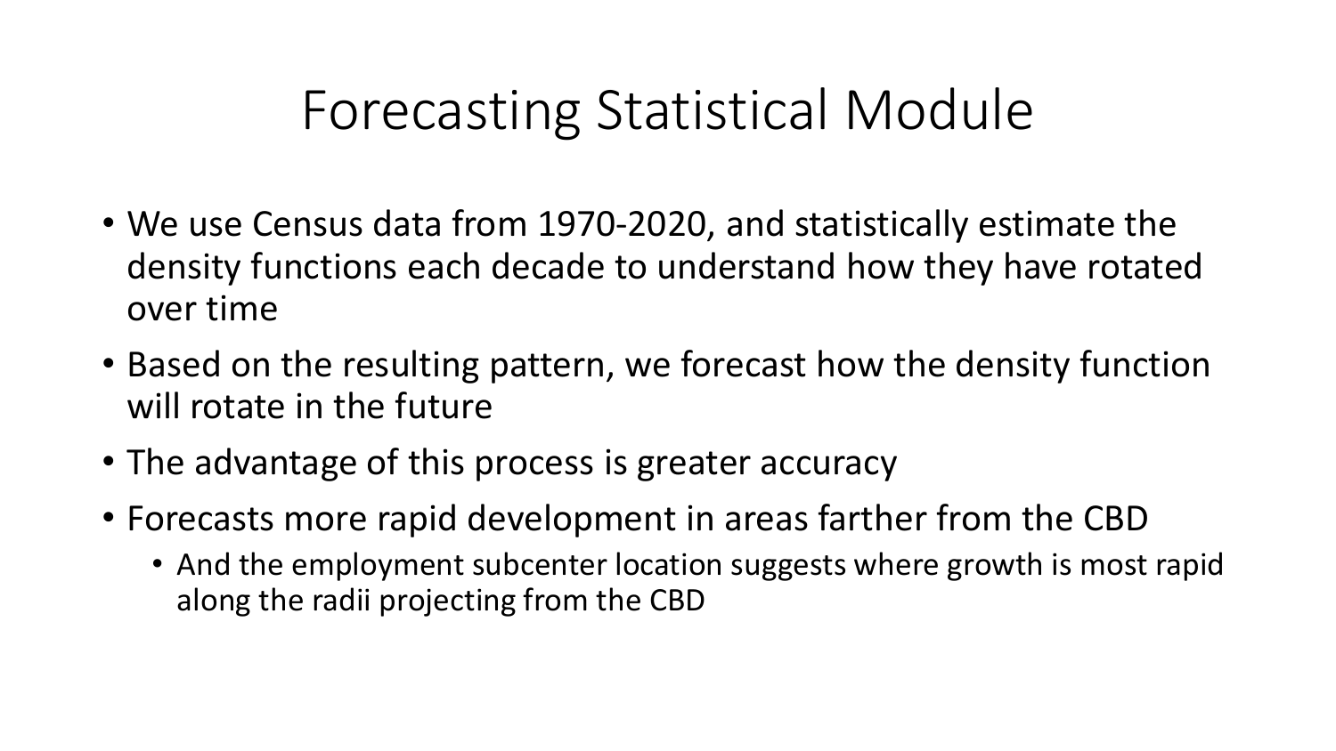# Forecasting Statistical Module

- We use Census data from 1970-2020, and statistically estimate the density functions each decade to understand how they have rotated over time
- Based on the resulting pattern, we forecast how the density function will rotate in the future
- The advantage of this process is greater accuracy
- Forecasts more rapid development in areas farther from the CBD
  - And the employment subcenter location suggests where growth is most rapid along the radii projecting from the CBD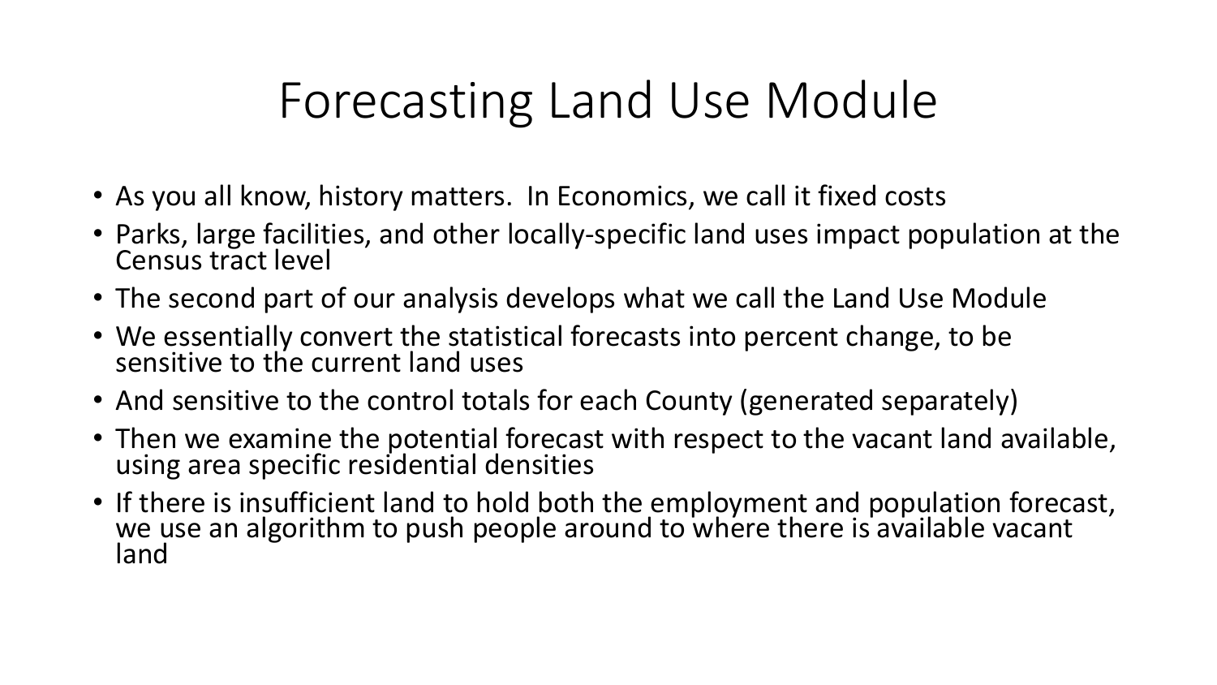# Forecasting Land Use Module

- As you all know, history matters. In Economics, we call it fixed costs
- Parks, large facilities, and other locally-specific land uses impact population at the Census tract level
- The second part of our analysis develops what we call the Land Use Module
- We essentially convert the statistical forecasts into percent change, to be sensitive to the current land uses
- And sensitive to the control totals for each County (generated separately)
- Then we examine the potential forecast with respect to the vacant land available, using area specific residential densities
- If there is insufficient land to hold both the employment and population forecast, we use an algorithm to push people around to where there is available vacant land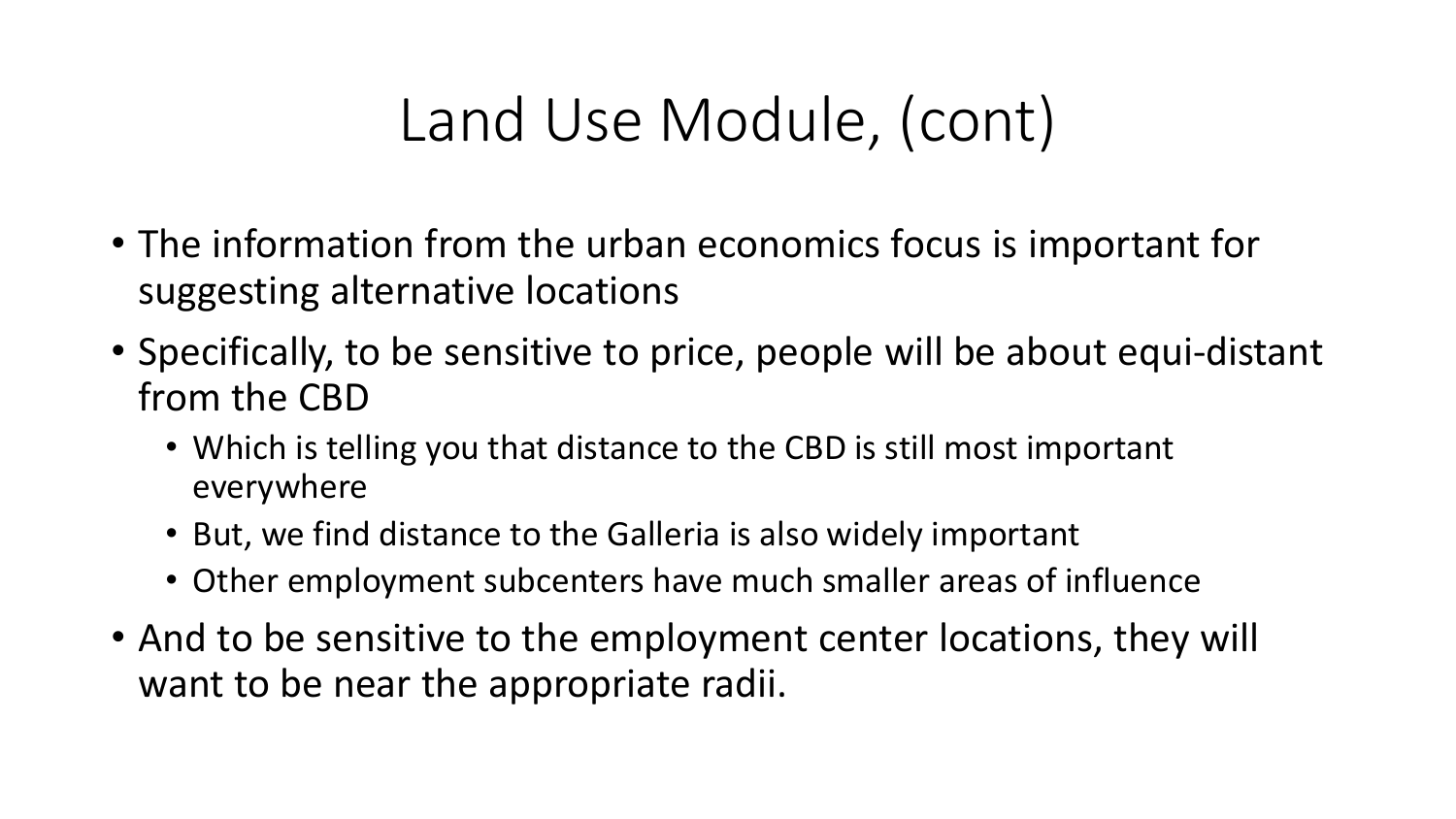# Land Use Module, (cont)

- The information from the urban economics focus is important for suggesting alternative locations
- Specifically, to be sensitive to price, people will be about equi-distant from the CBD
  - Which is telling you that distance to the CBD is still most important everywhere
  - But, we find distance to the Galleria is also widely important
  - Other employment subcenters have much smaller areas of influence
- And to be sensitive to the employment center locations, they will want to be near the appropriate radii.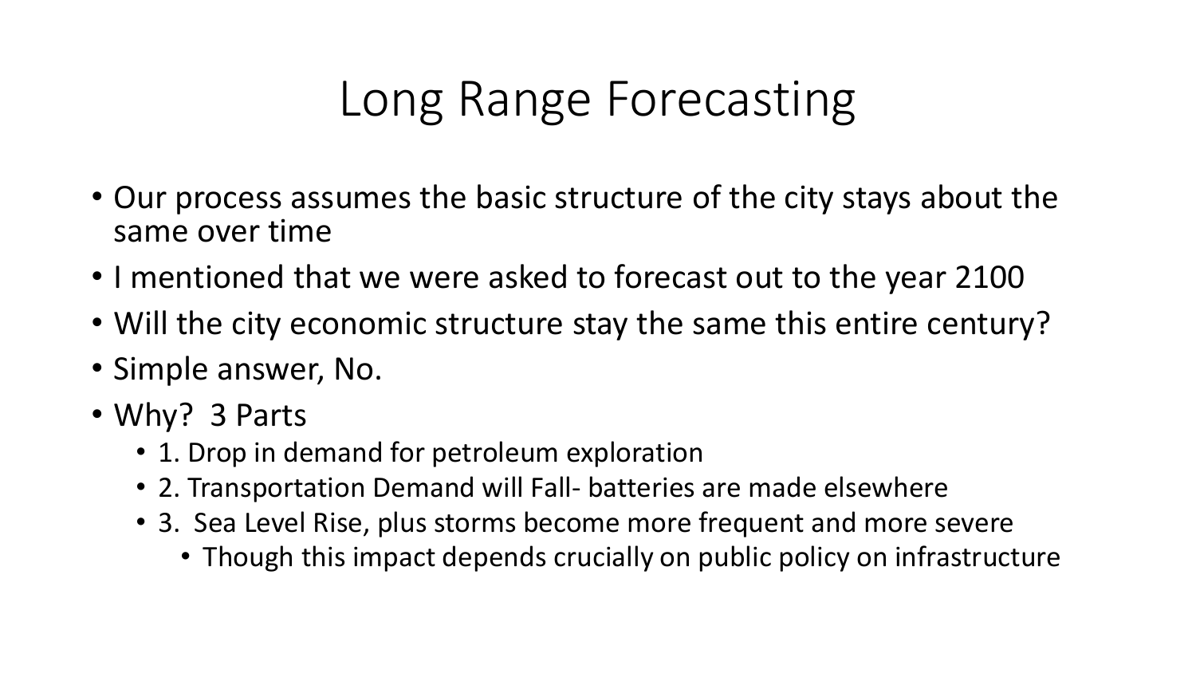# Long Range Forecasting

- Our process assumes the basic structure of the city stays about the same over time
- I mentioned that we were asked to forecast out to the year 2100
- Will the city economic structure stay the same this entire century?
- Simple answer, No.
- Why? 3 Parts
  - 1. Drop in demand for petroleum exploration
  - 2. Transportation Demand will Fall- batteries are made elsewhere
  - 3. Sea Level Rise, plus storms become more frequent and more severe
    - Though this impact depends crucially on public policy on infrastructure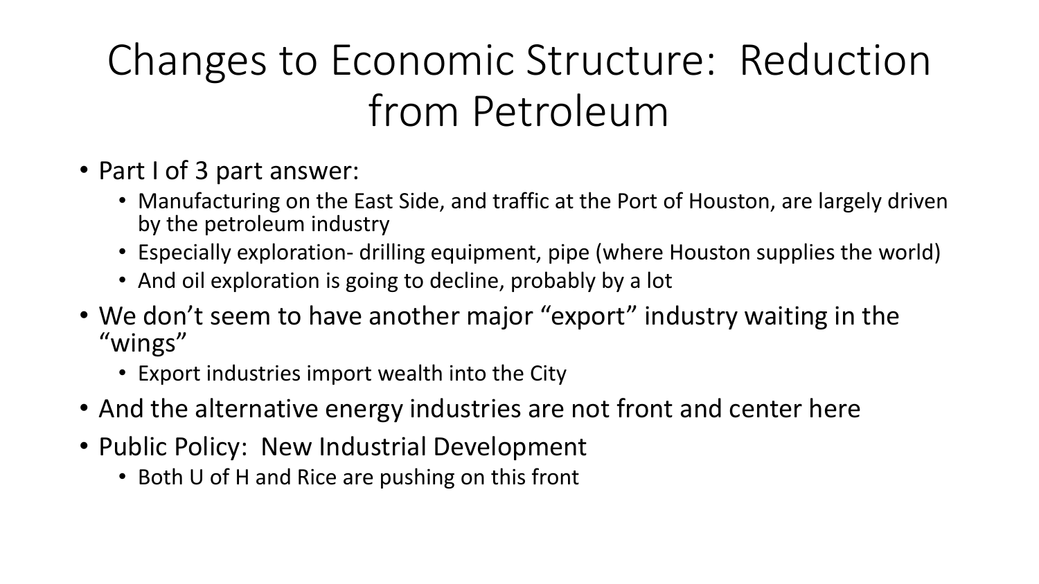# Changes to Economic Structure: Reduction from Petroleum

- Part I of 3 part answer:
  - Manufacturing on the East Side, and traffic at the Port of Houston, are largely driven by the petroleum industry
  - Especially exploration- drilling equipment, pipe (where Houston supplies the world)
  - And oil exploration is going to decline, probably by a lot
- We don't seem to have another major "export" industry waiting in the "wings"
  - Export industries import wealth into the City
- And the alternative energy industries are not front and center here
- Public Policy: New Industrial Development
  - Both U of H and Rice are pushing on this front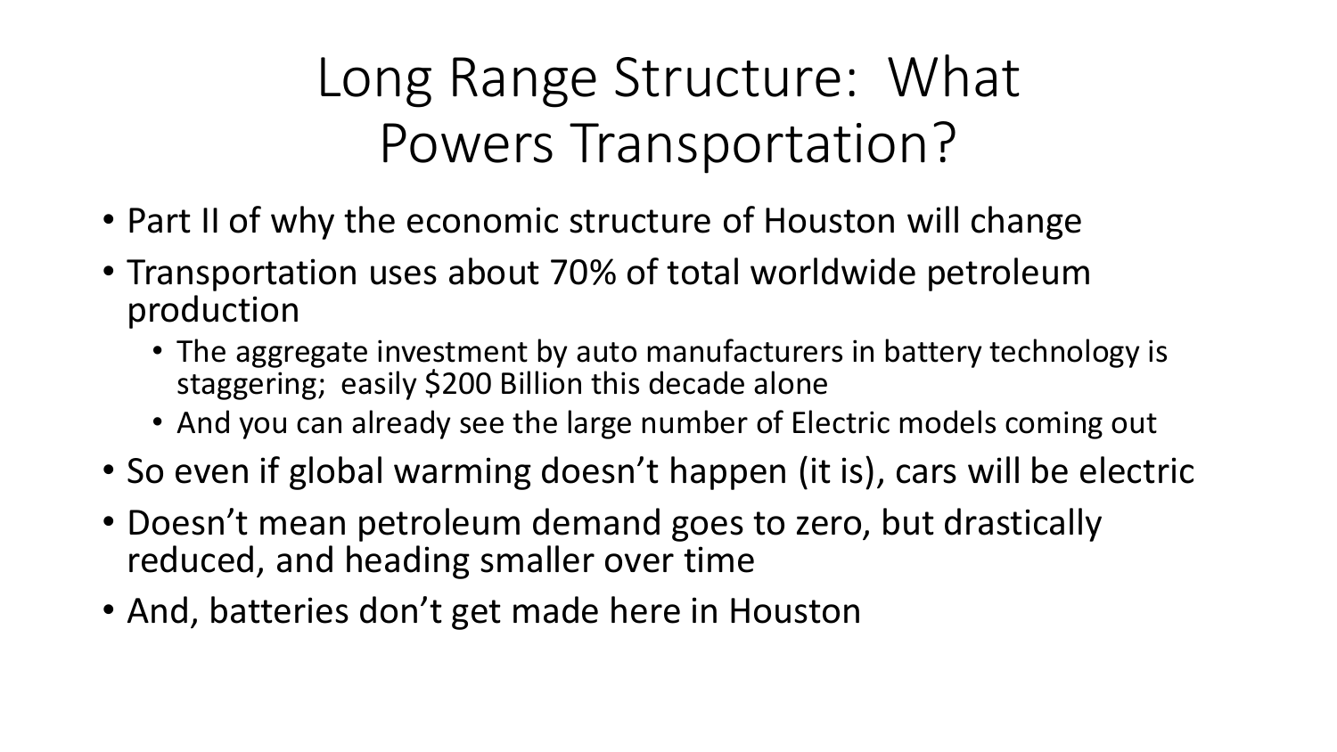# Long Range Structure: What Powers Transportation?

- Part II of why the economic structure of Houston will change
- Transportation uses about 70% of total worldwide petroleum production
  - The aggregate investment by auto manufacturers in battery technology is staggering; easily $200 Billion this decade alone
  - And you can already see the large number of Electric models coming out
- So even if global warming doesn't happen (it is), cars will be electric
- Doesn't mean petroleum demand goes to zero, but drastically reduced, and heading smaller over time
- And, batteries don't get made here in Houston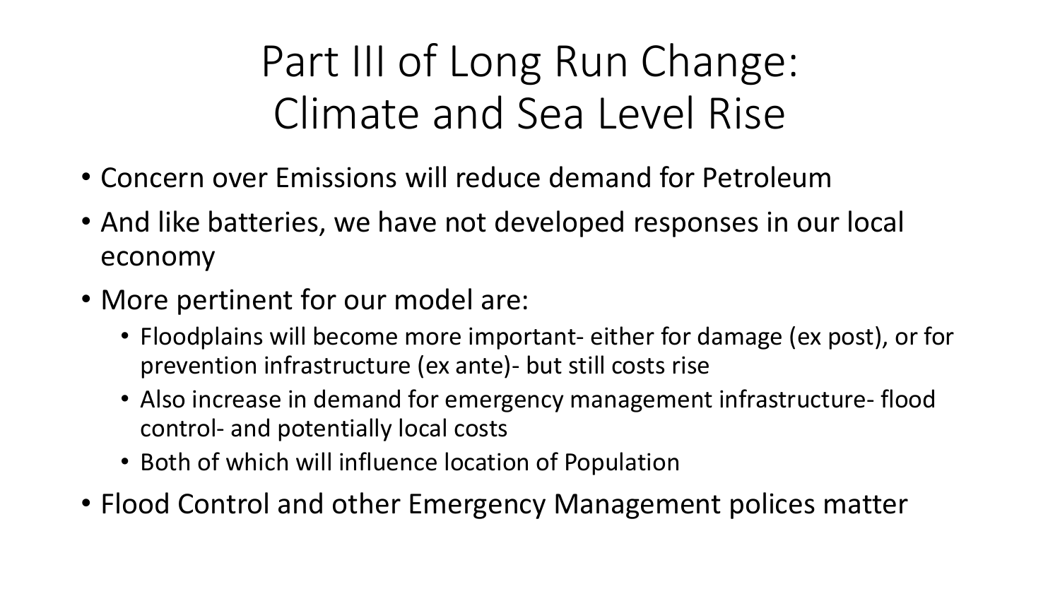# Part III of Long Run Change: Climate and Sea Level Rise

- Concern over Emissions will reduce demand for Petroleum
- And like batteries, we have not developed responses in our local economy
- More pertinent for our model are:
  - Floodplains will become more important- either for damage (ex post), or for prevention infrastructure (ex ante)- but still costs rise
  - Also increase in demand for emergency management infrastructure- flood control- and potentially local costs
  - Both of which will influence location of Population
- Flood Control and other Emergency Management polices matter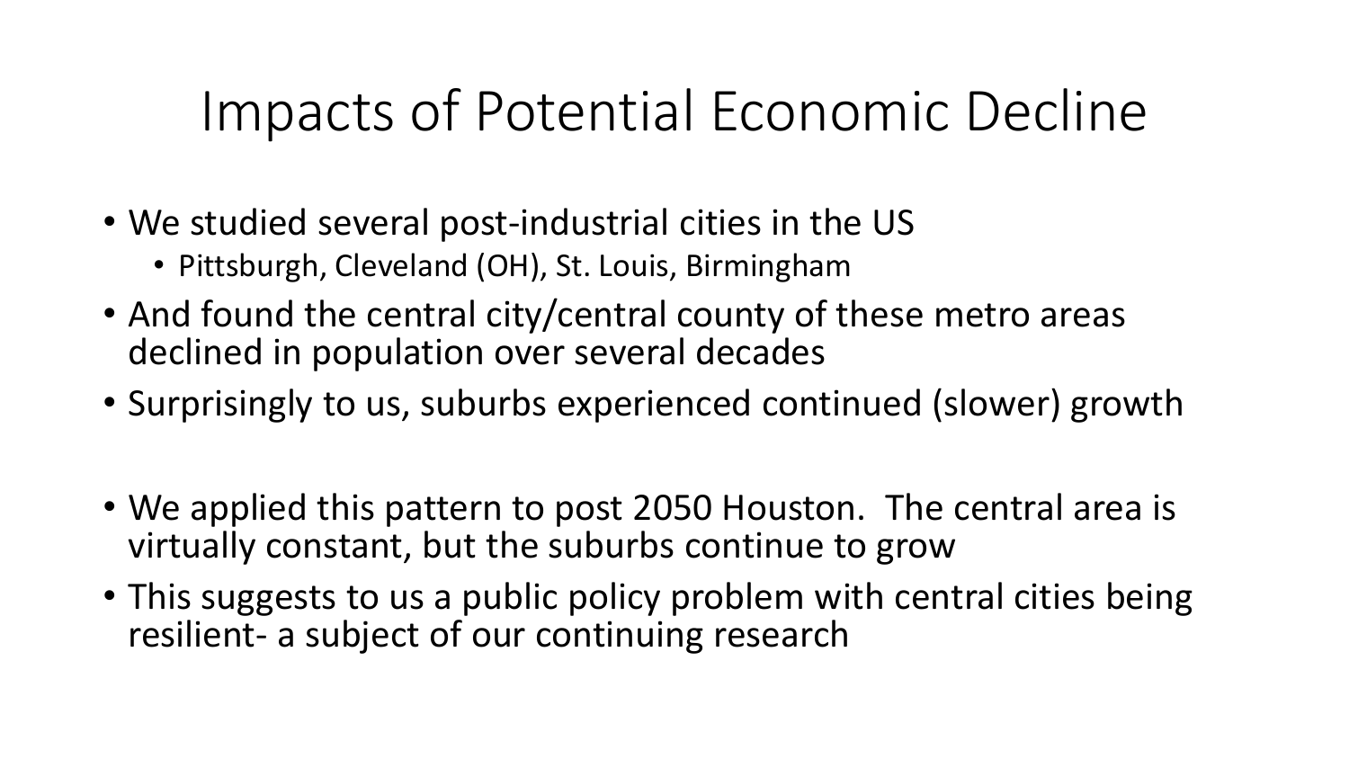# Impacts of Potential Economic Decline

- We studied several post-industrial cities in the US
  - Pittsburgh, Cleveland (OH), St. Louis, Birmingham
- And found the central city/central county of these metro areas declined in population over several decades
- Surprisingly to us, suburbs experienced continued (slower) growth

- We applied this pattern to post 2050 Houston. The central area is virtually constant, but the suburbs continue to grow
- This suggests to us a public policy problem with central cities being resilient- a subject of our continuing research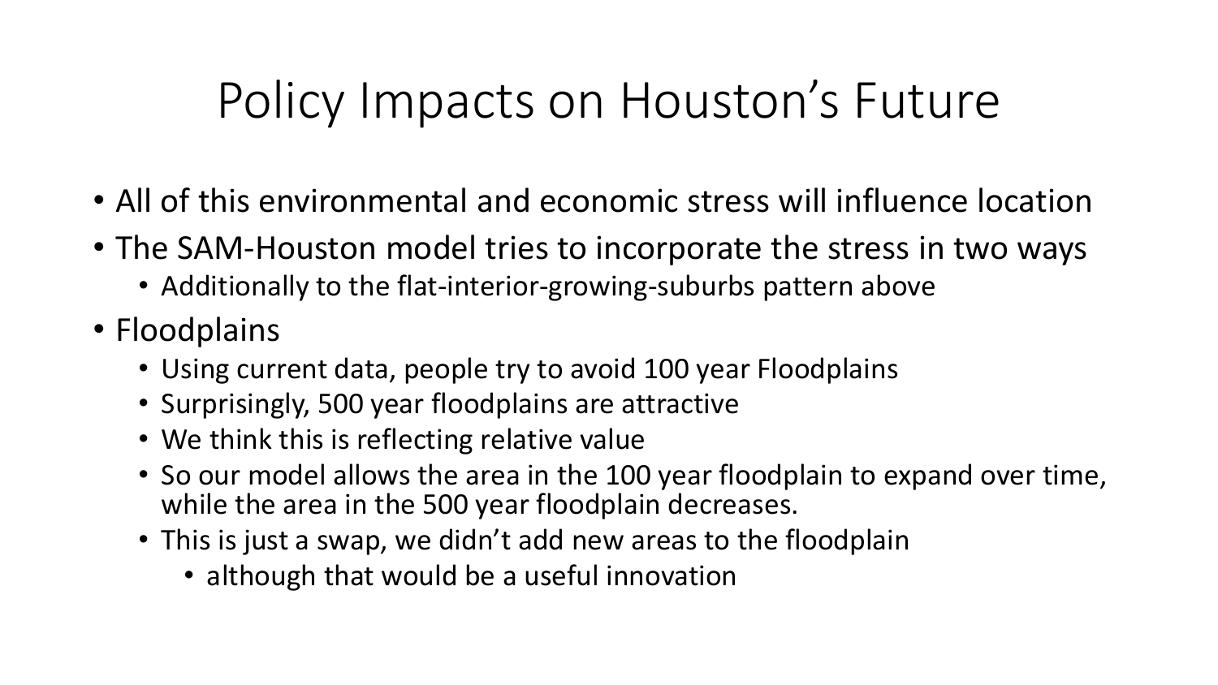# Policy Impacts on Houston's Future

- All of this environmental and economic stress will influence location
- The SAM-Houston model tries to incorporate the stress in two ways
  - Additionally to the flat-interior-growing-suburbs pattern above
- Floodplains
  - Using current data, people try to avoid 100 year Floodplains
  - Surprisingly, 500 year floodplains are attractive
  - We think this is reflecting relative value
  - So our model allows the area in the 100 year floodplain to expand over time, while the area in the 500 year floodplain decreases.
  - This is just a swap, we didn't add new areas to the floodplain
    - although that would be a useful innovation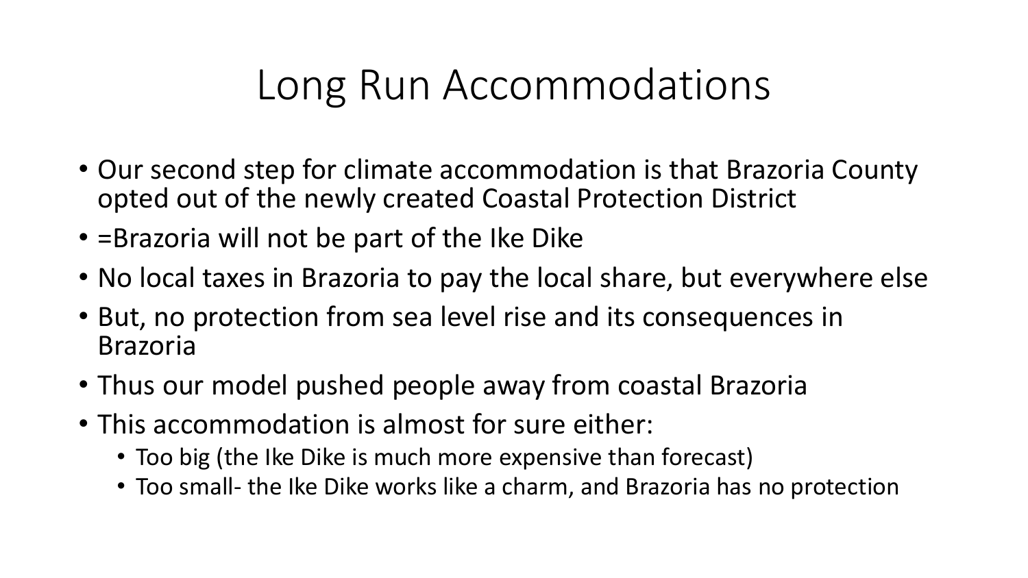# Long Run Accommodations

- Our second step for climate accommodation is that Brazoria County opted out of the newly created Coastal Protection District
- =Brazoria will not be part of the Ike Dike
- No local taxes in Brazoria to pay the local share, but everywhere else
- But, no protection from sea level rise and its consequences in Brazoria
- Thus our model pushed people away from coastal Brazoria
- This accommodation is almost for sure either:
  - Too big (the Ike Dike is much more expensive than forecast)
  - Too small- the Ike Dike works like a charm, and Brazoria has no protection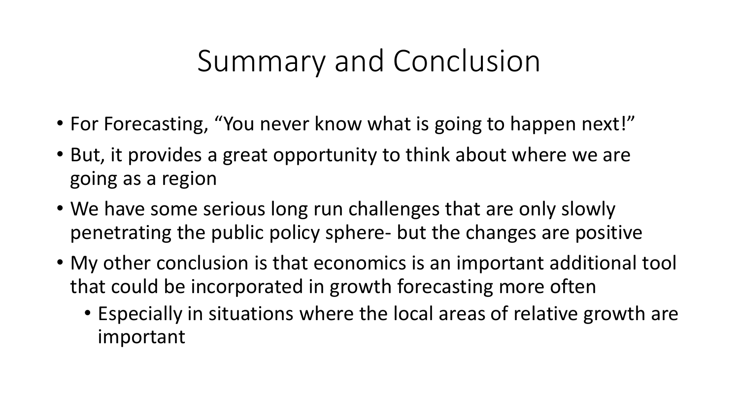# Summary and Conclusion

- For Forecasting, “You never know what is going to happen next!”
- But, it provides a great opportunity to think about where we are going as a region
- We have some serious long run challenges that are only slowly penetrating the public policy sphere- but the changes are positive
- My other conclusion is that economics is an important additional tool that could be incorporated in growth forecasting more often
  - Especially in situations where the local areas of relative growth are important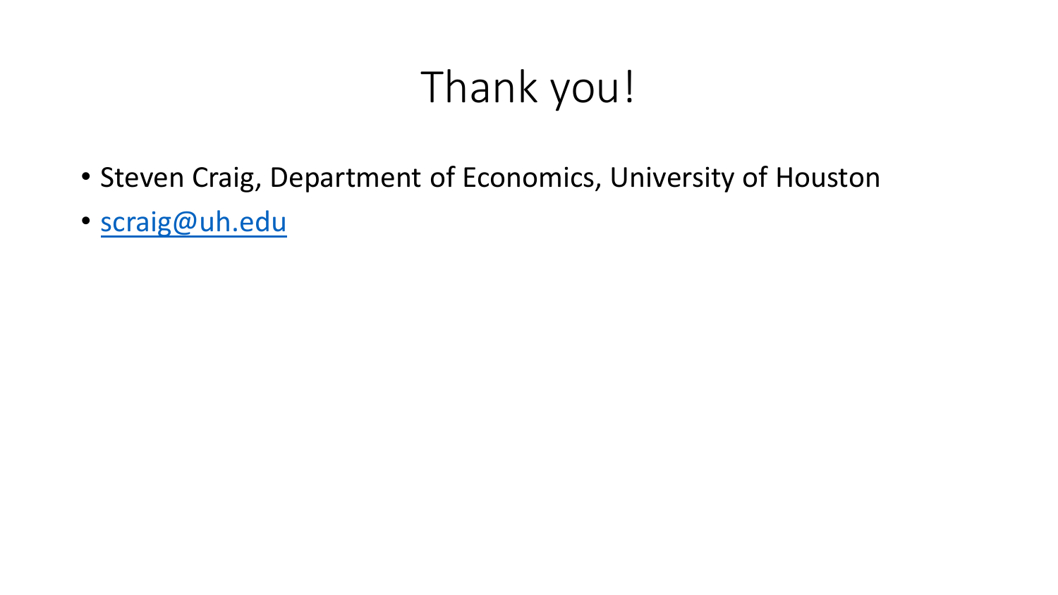# Thank you!

- Steven Craig, Department of Economics, University of Houston
- [scraig@uh.edu](mailto:scraig@uh.edu)